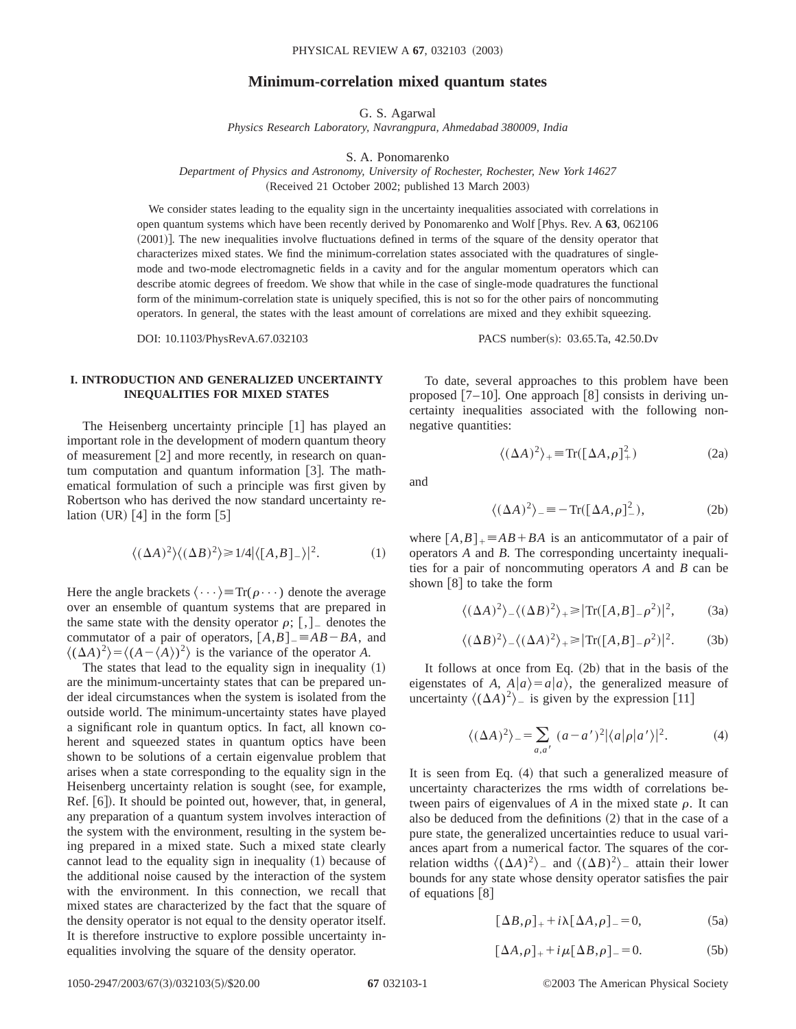# Minimum-correlation mixed quantum states

G. S. Agarwal

*Physics Research Laboratory, Navrangpura, Ahmedabad 380009, India*

S. A. Ponomarenko

*Department of Physics and Astronomy, University of Rochester, Rochester, New York 14627*

(Received 21 October 2002; published 13 March 2003)

We consider states leading to the equality sign in the uncertainty inequalities associated with correlations in open quantum systems which have been recently derived by Ponomarenko and Wolf [Phys. Rev. A **63**, 062106 (2001)]. The new inequalities involve fluctuations defined in terms of the square of the density operator that characterizes mixed states. We find the minimum-correlation states associated with the quadratures of single-mode and two-mode electromagnetic fields in a cavity and for the angular momentum operators which can describe atomic degrees of freedom. We show that while in the case of single-mode quadratures the functional form of the minimum-correlation state is uniquely specified, this is not so for the other pairs of noncommuting operators. In general, the states with the least amount of correlations are mixed and they exhibit squeezing.

DOI: 10.1103/PhysRevA.67.032103 PACS number(s): 03.65.Ta, 42.50.Dv

## I. INTRODUCTION AND GENERALIZED UNCERTAINTY INEQUALITIES FOR MIXED STATES

The Heisenberg uncertainty principle [1] has played an important role in the development of modern quantum theory of measurement [2] and more recently, in research on quantum computation and quantum information [3]. The mathematical formulation of such a principle was first given by Robertson who has derived the now standard uncertainty relation (UR) [4] in the form [5]

$$\langle(\Delta A)^2\rangle\langle(\Delta B)^2\rangle \geq 1/4|\langle[A,B]_-\rangle|^2. \tag{1}$$

Here the angle brackets $\langle\cdots\rangle \equiv \mathrm{Tr}(\rho\cdots)$ denote the average over an ensemble of quantum systems that are prepared in the same state with the density operator $\rho$; $[,]_-$ denotes the commutator of a pair of operators, $[A,B]_- \equiv AB - BA$, and $\langle(\Delta A)^2\rangle = \langle(A-\langle A\rangle)^2\rangle$ is the variance of the operator $A$.

The states that lead to the equality sign in inequality (1) are the minimum-uncertainty states that can be prepared under ideal circumstances when the system is isolated from the outside world. The minimum-uncertainty states have played a significant role in quantum optics. In fact, all known coherent and squeezed states in quantum optics have been shown to be solutions of a certain eigenvalue problem that arises when a state corresponding to the equality sign in the Heisenberg uncertainty relation is sought (see, for example, Ref. [6]). It should be pointed out, however, that, in general, any preparation of a quantum system involves interaction of the system with the environment, resulting in the system being prepared in a mixed state. Such a mixed state clearly cannot lead to the equality sign in inequality (1) because of the additional noise caused by the interaction of the system with the environment. In this connection, we recall that mixed states are characterized by the fact that the square of the density operator is not equal to the density operator itself. It is therefore instructive to explore possible uncertainty inequalities involving the square of the density operator.

To date, several approaches to this problem have been proposed [7–10]. One approach [8] consists in deriving uncertainty inequalities associated with the following non-negative quantities:

$$\langle(\Delta A)^2\rangle_+ \equiv \mathrm{Tr}([\Delta A,\rho]_+^2) \tag{2a}$$

and

$$\langle(\Delta A)^2\rangle_- \equiv -\mathrm{Tr}([\Delta A,\rho]_-^2), \tag{2b}$$

where $[A,B]_+ \equiv AB + BA$ is an anticommutator of a pair of operators $A$ and $B$. The corresponding uncertainty inequalities for a pair of noncommuting operators $A$ and $B$ can be shown [8] to take the form

$$\langle(\Delta A)^2\rangle_-\langle(\Delta B)^2\rangle_+ \geq |\mathrm{Tr}([A,B]_-\rho^2)|^2, \tag{3a}$$

$$\langle(\Delta B)^2\rangle_-\langle(\Delta A)^2\rangle_+ \geq |\mathrm{Tr}([A,B]_-\rho^2)|^2. \tag{3b}$$

It follows at once from Eq. (2b) that in the basis of the eigenstates of $A$, $A|a\rangle = a|a\rangle$, the generalized measure of uncertainty $\langle(\Delta A)^2\rangle_-$ is given by the expression [11]

$$\langle(\Delta A)^2\rangle_- = \sum_{a,a'}(a-a')^2|\langle a|\rho|a'\rangle|^2. \tag{4}$$

It is seen from Eq. (4) that such a generalized measure of uncertainty characterizes the rms width of correlations between pairs of eigenvalues of $A$ in the mixed state $\rho$. It can also be deduced from the definitions (2) that in the case of a pure state, the generalized uncertainties reduce to usual variances apart from a numerical factor. The squares of the correlation widths $\langle(\Delta A)^2\rangle_-$ and $\langle(\Delta B)^2\rangle_-$ attain their lower bounds for any state whose density operator satisfies the pair of equations [8]

$$[\Delta B,\rho]_+ + i\lambda[\Delta A,\rho]_- = 0, \tag{5a}$$

$$[\Delta A,\rho]_+ + i\mu[\Delta B,\rho]_- = 0. \tag{5b}$$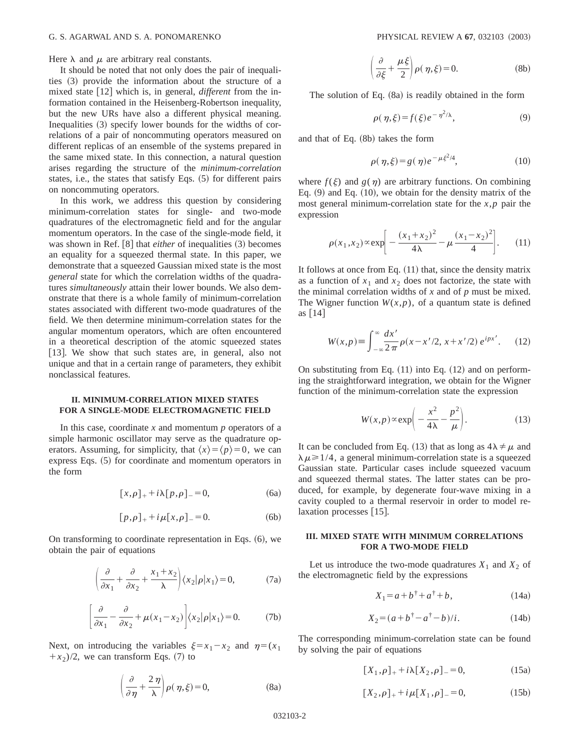Here $\lambda$ and $\mu$ are arbitrary real constants.

It should be noted that not only does the pair of inequalities (3) provide the information about the structure of a mixed state [12] which is, in general, *different* from the information contained in the Heisenberg-Robertson inequality, but the new URs have also a different physical meaning. Inequalities (3) specify lower bounds for the widths of correlations of a pair of noncommuting operators measured on different replicas of an ensemble of the systems prepared in the same mixed state. In this connection, a natural question arises regarding the structure of the *minimum-correlation* states, i.e., the states that satisfy Eqs. (5) for different pairs on noncommuting operators.

In this work, we address this question by considering minimum-correlation states for single- and two-mode quadratures of the electromagnetic field and for the angular momentum operators. In the case of the single-mode field, it was shown in Ref. [8] that *either* of inequalities (3) becomes an equality for a squeezed thermal state. In this paper, we demonstrate that a squeezed Gaussian mixed state is the most *general* state for which the correlation widths of the quadratures *simultaneously* attain their lower bounds. We also demonstrate that there is a whole family of minimum-correlation states associated with different two-mode quadratures of the field. We then determine minimum-correlation states for the angular momentum operators, which are often encountered in a theoretical description of the atomic squeezed states [13]. We show that such states are, in general, also not unique and that in a certain range of parameters, they exhibit nonclassical features.

## II. MINIMUM-CORRELATION MIXED STATES FOR A SINGLE-MODE ELECTROMAGNETIC FIELD

In this case, coordinate $x$ and momentum $p$ operators of a simple harmonic oscillator may serve as the quadrature operators. Assuming, for simplicity, that $\langle x\rangle=\langle p\rangle=0$, we can express Eqs. (5) for coordinate and momentum operators in the form

$$[x,\rho]_{+}+i\lambda[p,\rho]_{-}=0, \tag{6a}$$

$$[p,\rho]_{+}+i\mu[x,\rho]_{-}=0. \tag{6b}$$

On transforming to coordinate representation in Eqs. (6), we obtain the pair of equations

$$\left(\frac{\partial}{\partial x_1}+\frac{\partial}{\partial x_2}+\frac{x_1+x_2}{\lambda}\right)\langle x_2|\rho|x_1\rangle=0, \tag{7a}$$

$$\left[\frac{\partial}{\partial x_1}-\frac{\partial}{\partial x_2}+\mu(x_1-x_2)\right]\langle x_2|\rho|x_1\rangle=0. \tag{7b}$$

Next, on introducing the variables $\xi=x_1-x_2$ and $\eta=(x_1+x_2)/2$, we can transform Eqs. (7) to

$$\left(\frac{\partial}{\partial\eta}+\frac{2\eta}{\lambda}\right)\rho(\eta,\xi)=0, \tag{8a}$$

$$\left(\frac{\partial}{\partial\xi}+\frac{\mu\xi}{2}\right)\rho(\eta,\xi)=0. \tag{8b}$$

The solution of Eq. (8a) is readily obtained in the form

$$\rho(\eta,\xi)=f(\xi)e^{-\eta^2/\lambda}, \tag{9}$$

and that of Eq. (8b) takes the form

$$\rho(\eta,\xi)=g(\eta)e^{-\mu\xi^2/4}, \tag{10}$$

where $f(\xi)$ and $g(\eta)$ are arbitrary functions. On combining Eq. (9) and Eq. (10), we obtain for the density matrix of the most general minimum-correlation state for the $x,p$ pair the expression

$$\rho(x_1,x_2)\propto\exp\left[-\frac{(x_1+x_2)^2}{4\lambda}-\mu\frac{(x_1-x_2)^2}{4}\right]. \tag{11}$$

It follows at once from Eq. (11) that, since the density matrix as a function of $x_1$ and $x_2$ does not factorize, the state with the minimal correlation widths of $x$ and of $p$ must be mixed. The Wigner function $W(x,p)$, of a quantum state is defined as [14]

$$W(x,p)\equiv\int_{-\infty}^{\infty}\frac{dx'}{2\pi}\rho(x-x'/2,\,x+x'/2)\,e^{ipx'}. \tag{12}$$

On substituting from Eq. (11) into Eq. (12) and on performing the straightforward integration, we obtain for the Wigner function of the minimum-correlation state the expression

$$W(x,p)\propto\exp\left(-\frac{x^2}{4\lambda}-\frac{p^2}{\mu}\right). \tag{13}$$

It can be concluded from Eq. (13) that as long as $4\lambda\neq\mu$ and $\lambda\mu\geqslant 1/4$, a general minimum-correlation state is a squeezed Gaussian state. Particular cases include squeezed vacuum and squeezed thermal states. The latter states can be produced, for example, by degenerate four-wave mixing in a cavity coupled to a thermal reservoir in order to model relaxation processes [15].

## III. MIXED STATE WITH MINIMUM CORRELATIONS FOR A TWO-MODE FIELD

Let us introduce the two-mode quadratures $X_1$ and $X_2$ of the electromagnetic field by the expressions

$$X_1=a+b^{\dagger}+a^{\dagger}+b, \tag{14a}$$

$$X_2=(a+b^{\dagger}-a^{\dagger}-b)/i. \tag{14b}$$

The corresponding minimum-correlation state can be found by solving the pair of equations

$$[X_1,\rho]_{+}+i\lambda[X_2,\rho]_{-}=0, \tag{15a}$$

$$[X_2,\rho]_{+}+i\mu[X_1,\rho]_{-}=0, \tag{15b}$$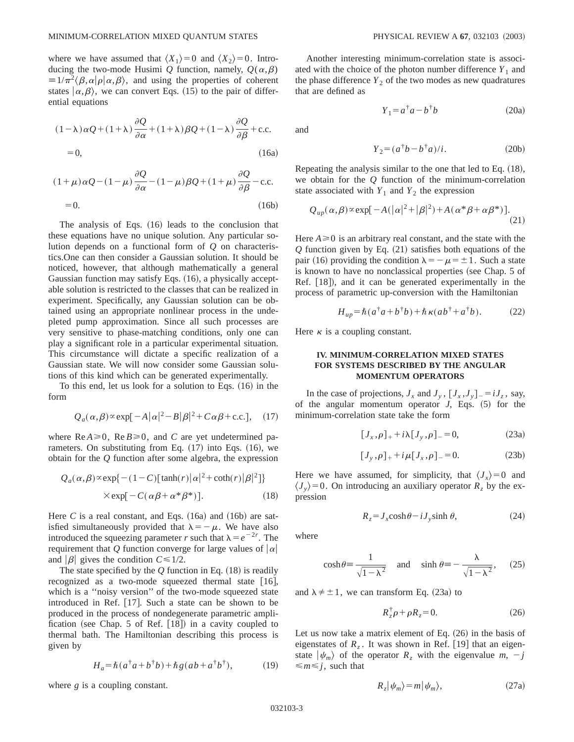where we have assumed that $\langle X_1 \rangle = 0$ and $\langle X_2 \rangle = 0$. Introducing the two-mode Husimi $Q$ function, namely, $Q(\alpha,\beta) \equiv 1/\pi^2 \langle \beta,\alpha|\rho|\alpha,\beta\rangle$, and using the properties of coherent states $|\alpha,\beta\rangle$, we can convert Eqs. (15) to the pair of differential equations

$$(1-\lambda)\alpha Q + (1+\lambda)\frac{\partial Q}{\partial \alpha} + (1+\lambda)\beta Q + (1-\lambda)\frac{\partial Q}{\partial \beta} + \text{c.c.} = 0, \tag{16a}$$

$$(1+\mu)\alpha Q - (1-\mu)\frac{\partial Q}{\partial \alpha} - (1-\mu)\beta Q + (1+\mu)\frac{\partial Q}{\partial \beta} - \text{c.c.} = 0. \tag{16b}$$

The analysis of Eqs. (16) leads to the conclusion that these equations have no unique solution. Any particular solution depends on a functional form of $Q$ on characteristics.One can then consider a Gaussian solution. It should be noticed, however, that although mathematically a general Gaussian function may satisfy Eqs. (16), a physically acceptable solution is restricted to the classes that can be realized in experiment. Specifically, any Gaussian solution can be obtained using an appropriate nonlinear process in the undepleted pump approximation. Since all such processes are very sensitive to phase-matching conditions, only one can play a significant role in a particular experimental situation. This circumstance will dictate a specific realization of a Gaussian state. We will now consider some Gaussian solutions of this kind which can be generated experimentally.

To this end, let us look for a solution to Eqs. (16) in the form

$$Q_a(\alpha,\beta) \propto \exp[-A|\alpha|^2 - B|\beta|^2 + C\alpha\beta + \text{c.c.}], \tag{17}$$

where $\operatorname{Re} A \geqslant 0$, $\operatorname{Re} B \geqslant 0$, and $C$ are yet undetermined parameters. On substituting from Eq. (17) into Eqs. (16), we obtain for the $Q$ function after some algebra, the expression

$$Q_a(\alpha,\beta) \propto \exp\{-(1-C)[\tanh(r)|\alpha|^2 + \coth(r)|\beta|^2]\} \times \exp[-C(\alpha\beta + \alpha^*\beta^*)]. \tag{18}$$

Here $C$ is a real constant, and Eqs. (16a) and (16b) are satisfied simultaneously provided that $\lambda = -\mu$. We have also introduced the squeezing parameter $r$ such that $\lambda = e^{-2r}$. The requirement that $Q$ function converge for large values of $|\alpha|$ and $|\beta|$ gives the condition $C \leqslant 1/2$.

The state specified by the $Q$ function in Eq. (18) is readily recognized as a two-mode squeezed thermal state [16], which is a "noisy version" of the two-mode squeezed state introduced in Ref. [17]. Such a state can be shown to be produced in the process of nondegenerate parametric amplification (see Chap. 5 of Ref. [18]) in a cavity coupled to thermal bath. The Hamiltonian describing this process is given by

$$H_a = \hbar(a^\dagger a + b^\dagger b) + \hbar g(ab + a^\dagger b^\dagger), \tag{19}$$

where $g$ is a coupling constant.

Another interesting minimum-correlation state is associated with the choice of the photon number difference $Y_1$ and the phase difference $Y_2$ of the two modes as new quadratures that are defined as

$$Y_1 = a^\dagger a - b^\dagger b \tag{20a}$$

and

$$Y_2 = (a^\dagger b - b^\dagger a)/i. \tag{20b}$$

Repeating the analysis similar to the one that led to Eq. (18), we obtain for the $Q$ function of the minimum-correlation state associated with $Y_1$ and $Y_2$ the expression

$$Q_{up}(\alpha,\beta) \propto \exp[-A(|\alpha|^2 + |\beta|^2) + A(\alpha^*\beta + \alpha\beta^*)]. \tag{21}$$

Here $A \geqslant 0$ is an arbitrary real constant, and the state with the $Q$ function given by Eq. (21) satisfies both equations of the pair (16) providing the condition $\lambda = -\mu = \pm 1$. Such a state is known to have no nonclassical properties (see Chap. 5 of Ref. [18]), and it can be generated experimentally in the process of parametric up-conversion with the Hamiltonian

$$H_{up} = \hbar(a^\dagger a + b^\dagger b) + \hbar\kappa(ab^\dagger + a^\dagger b). \tag{22}$$

Here $\kappa$ is a coupling constant.

## IV. MINIMUM-CORRELATION MIXED STATES FOR SYSTEMS DESCRIBED BY THE ANGULAR MOMENTUM OPERATORS

In the case of projections, $J_x$ and $J_y$, $[J_x, J_y]_- = iJ_z$, say, of the angular momentum operator $J$, Eqs. (5) for the minimum-correlation state take the form

$$[J_x,\rho]_+ + i\lambda[J_y,\rho]_- = 0, \tag{23a}$$

$$[J_y,\rho]_+ + i\mu[J_x,\rho]_- = 0. \tag{23b}$$

Here we have assumed, for simplicity, that $\langle J_x \rangle = 0$ and $\langle J_y \rangle = 0$. On introducing an auxiliary operator $R_z$ by the expression

$$R_z = J_x \cosh\theta - iJ_y \sinh\theta, \tag{24}$$

where

$$\cosh\theta \equiv \frac{1}{\sqrt{1-\lambda^2}} \quad \text{and} \quad \sinh\theta \equiv -\frac{\lambda}{\sqrt{1-\lambda^2}}, \tag{25}$$

and $\lambda \neq \pm 1$, we can transform Eq. (23a) to

$$R_z^\dagger \rho + \rho R_z = 0. \tag{26}$$

Let us now take a matrix element of Eq. (26) in the basis of eigenstates of $R_z$. It was shown in Ref. [19] that an eigenstate $|\psi_m\rangle$ of the operator $R_z$ with the eigenvalue $m$, $-j \leqslant m \leqslant j$, such that

$$R_z|\psi_m\rangle = m|\psi_m\rangle, \tag{27a}$$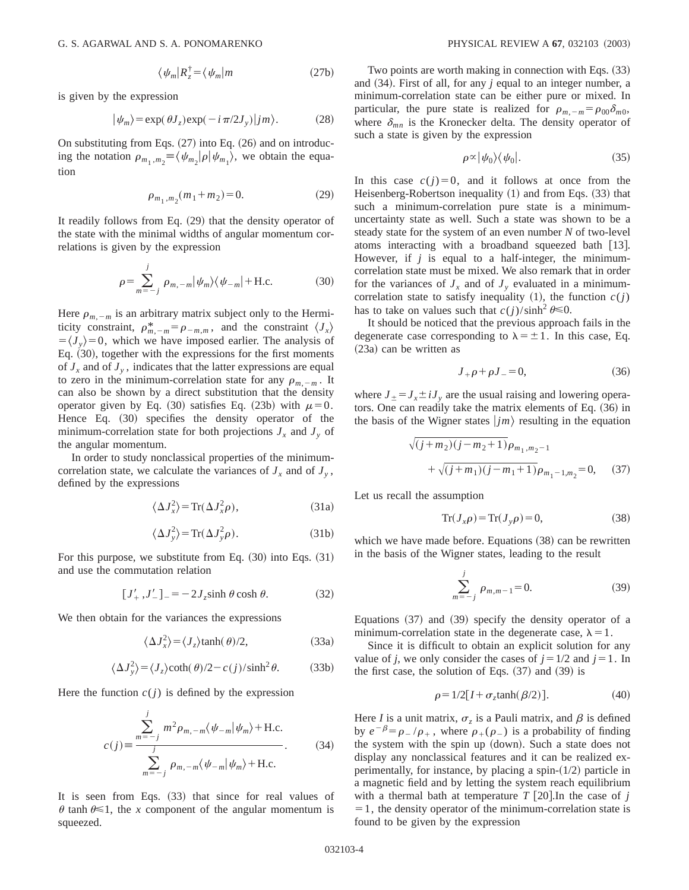$$\langle\psi_m|R_z^\dagger = \langle\psi_m|m \tag{27b}$$

is given by the expression

$$|\psi_m\rangle = \exp(\theta J_z)\exp(-i\pi/2J_y)|jm\rangle. \tag{28}$$

On substituting from Eqs. (27) into Eq. (26) and on introducing the notation $\rho_{m_1,m_2} \equiv \langle\psi_{m_2}|\rho|\psi_{m_1}\rangle$, we obtain the equation

$$\rho_{m_1,m_2}(m_1+m_2) = 0. \tag{29}$$

It readily follows from Eq. (29) that the density operator of the state with the minimal widths of angular momentum correlations is given by the expression

$$\rho = \sum_{m=-j}^{j} \rho_{m,-m}|\psi_m\rangle\langle\psi_{-m}| + \text{H.c.} \tag{30}$$

Here $\rho_{m,-m}$ is an arbitrary matrix subject only to the Hermiticity constraint, $\rho_{m,-m}^* = \rho_{-m,m}$, and the constraint $\langle J_x\rangle = \langle J_y\rangle = 0$, which we have imposed earlier. The analysis of Eq. (30), together with the expressions for the first moments of $J_x$ and of $J_y$, indicates that the latter expressions are equal to zero in the minimum-correlation state for any $\rho_{m,-m}$. It can also be shown by a direct substitution that the density operator given by Eq. (30) satisfies Eq. (23b) with $\mu = 0$. Hence Eq. (30) specifies the density operator of the minimum-correlation state for both projections $J_x$ and $J_y$ of the angular momentum.

In order to study nonclassical properties of the minimum-correlation state, we calculate the variances of $J_x$ and of $J_y$, defined by the expressions

$$\langle\Delta J_x^2\rangle = \text{Tr}(\Delta J_x^2\rho), \tag{31a}$$

$$\langle\Delta J_y^2\rangle = \text{Tr}(\Delta J_y^2\rho). \tag{31b}$$

For this purpose, we substitute from Eq. (30) into Eqs. (31) and use the commutation relation

$$[J'_+, J'_-]_- = -2J_z\sinh\theta\cosh\theta. \tag{32}$$

We then obtain for the variances the expressions

$$\langle\Delta J_x^2\rangle = \langle J_z\rangle\tanh(\theta)/2, \tag{33a}$$

$$\langle\Delta J_y^2\rangle = \langle J_z\rangle\coth(\theta)/2 - c(j)/\sinh^2\theta. \tag{33b}$$

Here the function $c(j)$ is defined by the expression

$$c(j) \equiv \frac{\sum_{m=-j}^{j} m^2\rho_{m,-m}\langle\psi_{-m}|\psi_m\rangle + \text{H.c.}}{\sum_{m=-j}^{j} \rho_{m,-m}\langle\psi_{-m}|\psi_m\rangle + \text{H.c.}}. \tag{34}$$

It is seen from Eqs. (33) that since for real values of $\theta$ $\tanh\theta \leqslant 1$, the $x$ component of the angular momentum is squeezed.

Two points are worth making in connection with Eqs. (33) and (34). First of all, for any $j$ equal to an integer number, a minimum-correlation state can be either pure or mixed. In particular, the pure state is realized for $\rho_{m,-m} = \rho_{00}\delta_{m0}$, where $\delta_{mn}$ is the Kronecker delta. The density operator of such a state is given by the expression

$$\rho \propto |\psi_0\rangle\langle\psi_0|. \tag{35}$$

In this case $c(j) = 0$, and it follows at once from the Heisenberg-Robertson inequality (1) and from Eqs. (33) that such a minimum-correlation pure state is a minimum-uncertainty state as well. Such a state was shown to be a steady state for the system of an even number $N$ of two-level atoms interacting with a broadband squeezed bath [13]. However, if $j$ is equal to a half-integer, the minimum-correlation state must be mixed. We also remark that in order for the variances of $J_x$ and of $J_y$ evaluated in a minimum-correlation state to satisfy inequality (1), the function $c(j)$ has to take on values such that $c(j)/\sinh^2\theta \leqslant 0$.

It should be noticed that the previous approach fails in the degenerate case corresponding to $\lambda = \pm 1$. In this case, Eq. (23a) can be written as

$$J_+\rho + \rho J_- = 0, \tag{36}$$

where $J_\pm = J_x \pm iJ_y$ are the usual raising and lowering operators. One can readily take the matrix elements of Eq. (36) in the basis of the Wigner states $|jm\rangle$ resulting in the equation

$$\sqrt{(j+m_2)(j-m_2+1)}\rho_{m_1,m_2-1} + \sqrt{(j+m_1)(j-m_1+1)}\rho_{m_1-1,m_2} = 0, \tag{37}$$

Let us recall the assumption

$$\text{Tr}(J_x\rho) = \text{Tr}(J_y\rho) = 0, \tag{38}$$

which we have made before. Equations (38) can be rewritten in the basis of the Wigner states, leading to the result

$$\sum_{m=-j}^{j} \rho_{m,m-1} = 0. \tag{39}$$

Equations (37) and (39) specify the density operator of a minimum-correlation state in the degenerate case, $\lambda = 1$.

Since it is difficult to obtain an explicit solution for any value of $j$, we only consider the cases of $j = 1/2$ and $j = 1$. In the first case, the solution of Eqs. (37) and (39) is

$$\rho = 1/2[I + \sigma_z\tanh(\beta/2)]. \tag{40}$$

Here $I$ is a unit matrix, $\sigma_z$ is a Pauli matrix, and $\beta$ is defined by $e^{-\beta} = \rho_-/\rho_+$, where $\rho_+(\rho_-)$ is a probability of finding the system with the spin up (down). Such a state does not display any nonclassical features and it can be realized experimentally, for instance, by placing a spin-(1/2) particle in a magnetic field and by letting the system reach equilibrium with a thermal bath at temperature $T$ [20].In the case of $j = 1$, the density operator of the minimum-correlation state is found to be given by the expression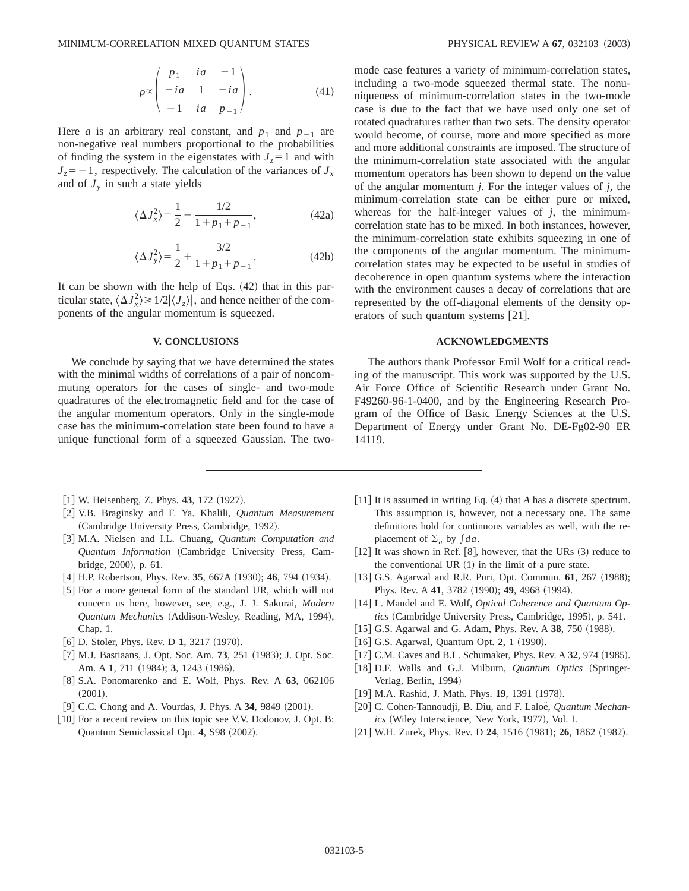$$\rho \propto \begin{pmatrix} p_1 & ia & -1 \\ -ia & 1 & -ia \\ -1 & ia & p_{-1} \end{pmatrix}. \tag{41}$$

Here $a$ is an arbitrary real constant, and $p_1$ and $p_{-1}$ are non-negative real numbers proportional to the probabilities of finding the system in the eigenstates with $J_z=1$ and with $J_z=-1$, respectively. The calculation of the variances of $J_x$ and of $J_y$ in such a state yields

$$\langle \Delta J_x^2 \rangle = \frac{1}{2} - \frac{1/2}{1+p_1+p_{-1}}, \tag{42a}$$

$$\langle \Delta J_y^2 \rangle = \frac{1}{2} + \frac{3/2}{1+p_1+p_{-1}}. \tag{42b}$$

It can be shown with the help of Eqs. (42) that in this particular state, $\langle \Delta J_x^2 \rangle \geq 1/2 |\langle J_z \rangle|$, and hence neither of the components of the angular momentum is squeezed.

## V. CONCLUSIONS

We conclude by saying that we have determined the states with the minimal widths of correlations of a pair of noncommuting operators for the cases of single- and two-mode quadratures of the electromagnetic field and for the case of the angular momentum operators. Only in the single-mode case has the minimum-correlation state been found to have a unique functional form of a squeezed Gaussian. The two-mode case features a variety of minimum-correlation states, including a two-mode squeezed thermal state. The nonuniqueness of minimum-correlation states in the two-mode case is due to the fact that we have used only one set of rotated quadratures rather than two sets. The density operator would become, of course, more and more specified as more and more additional constraints are imposed. The structure of the minimum-correlation state associated with the angular momentum operators has been shown to depend on the value of the angular momentum $j$. For the integer values of $j$, the minimum-correlation state can be either pure or mixed, whereas for the half-integer values of $j$, the minimum-correlation state has to be mixed. In both instances, however, the minimum-correlation state exhibits squeezing in one of the components of the angular momentum. The minimum-correlation states may be expected to be useful in studies of decoherence in open quantum systems where the interaction with the environment causes a decay of correlations that are represented by the off-diagonal elements of the density operators of such quantum systems [21].

## ACKNOWLEDGMENTS

The authors thank Professor Emil Wolf for a critical reading of the manuscript. This work was supported by the U.S. Air Force Office of Scientific Research under Grant No. F49260-96-1-0400, and by the Engineering Research Program of the Office of Basic Energy Sciences at the U.S. Department of Energy under Grant No. DE-Fg02-90 ER 14119.

---

[1] W. Heisenberg, Z. Phys. **43**, 172 (1927).
[2] V.B. Braginsky and F. Ya. Khalili, *Quantum Measurement* (Cambridge University Press, Cambridge, 1992).
[3] M.A. Nielsen and I.L. Chuang, *Quantum Computation and Quantum Information* (Cambridge University Press, Cambridge, 2000), p. 61.
[4] H.P. Robertson, Phys. Rev. **35**, 667A (1930); **46**, 794 (1934).
[5] For a more general form of the standard UR, which will not concern us here, however, see, e.g., J. J. Sakurai, *Modern Quantum Mechanics* (Addison-Wesley, Reading, MA, 1994), Chap. 1.
[6] D. Stoler, Phys. Rev. D **1**, 3217 (1970).
[7] M.J. Bastiaans, J. Opt. Soc. Am. **73**, 251 (1983); J. Opt. Soc. Am. A **1**, 711 (1984); **3**, 1243 (1986).
[8] S.A. Ponomarenko and E. Wolf, Phys. Rev. A **63**, 062106 (2001).
[9] C.C. Chong and A. Vourdas, J. Phys. A **34**, 9849 (2001).
[10] For a recent review on this topic see V.V. Dodonov, J. Opt. B: Quantum Semiclassical Opt. **4**, S98 (2002).
[11] It is assumed in writing Eq. (4) that $A$ has a discrete spectrum. This assumption is, however, not a necessary one. The same definitions hold for continuous variables as well, with the replacement of $\Sigma_a$ by $\int da$.
[12] It was shown in Ref. [8], however, that the URs (3) reduce to the conventional UR (1) in the limit of a pure state.
[13] G.S. Agarwal and R.R. Puri, Opt. Commun. **61**, 267 (1988); Phys. Rev. A **41**, 3782 (1990); **49**, 4968 (1994).
[14] L. Mandel and E. Wolf, *Optical Coherence and Quantum Optics* (Cambridge University Press, Cambridge, 1995), p. 541.
[15] G.S. Agarwal and G. Adam, Phys. Rev. A **38**, 750 (1988).
[16] G.S. Agarwal, Quantum Opt. **2**, 1 (1990).
[17] C.M. Caves and B.L. Schumaker, Phys. Rev. A **32**, 974 (1985).
[18] D.F. Walls and G.J. Milburn, *Quantum Optics* (Springer-Verlag, Berlin, 1994)
[19] M.A. Rashid, J. Math. Phys. **19**, 1391 (1978).
[20] C. Cohen-Tannoudji, B. Diu, and F. Laloë, *Quantum Mechanics* (Wiley Interscience, New York, 1977), Vol. I.
[21] W.H. Zurek, Phys. Rev. D **24**, 1516 (1981); **26**, 1862 (1982).